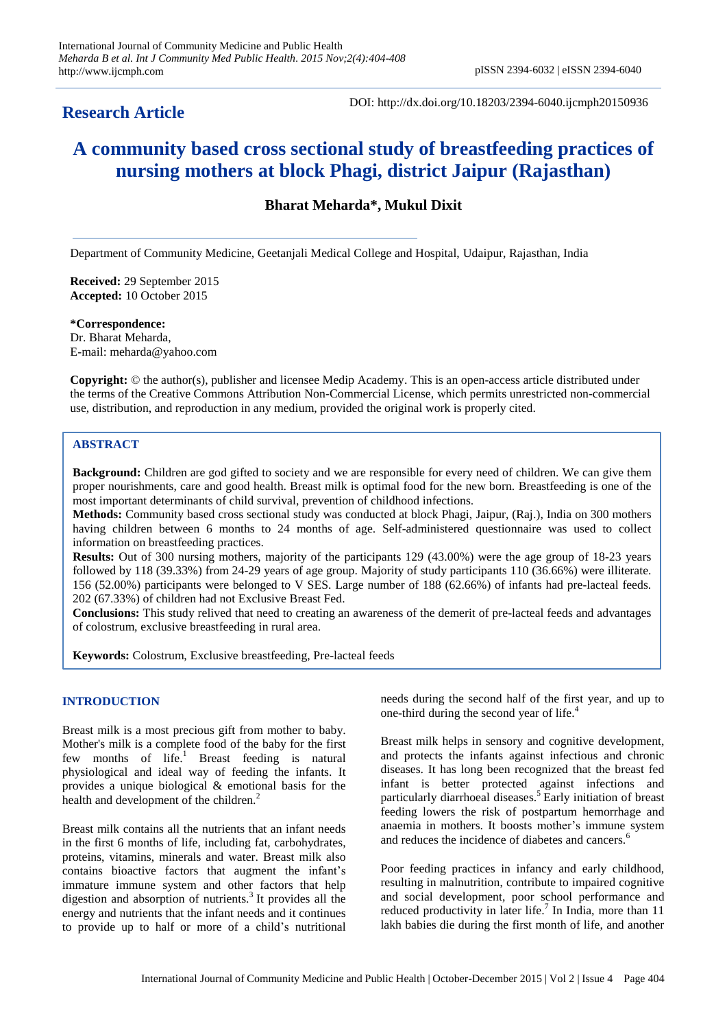## Research Article

DOI: http://dx.doi.org/10.18203/2394-6040.ijcmph20150936

# A community based cross sectional study of breastfeeding practices of nursing mothers at block Phagi, district Jaipur (Rajasthan)

**Bharat Meharda\*, Mukul Dixit**

Department of Community Medicine, Geetanjali Medical College and Hospital, Udaipur, Rajasthan, India

**Received:** 29 September 2015
**Accepted:** 10 October 2015

**\*Correspondence:**
Dr. Bharat Meharda,
E-mail: meharda@yahoo.com

**Copyright:** © the author(s), publisher and licensee Medip Academy. This is an open-access article distributed under the terms of the Creative Commons Attribution Non-Commercial License, which permits unrestricted non-commercial use, distribution, and reproduction in any medium, provided the original work is properly cited.

## ABSTRACT

**Background:** Children are god gifted to society and we are responsible for every need of children. We can give them proper nourishments, care and good health. Breast milk is optimal food for the new born. Breastfeeding is one of the most important determinants of child survival, prevention of childhood infections.

**Methods:** Community based cross sectional study was conducted at block Phagi, Jaipur, (Raj.), India on 300 mothers having children between 6 months to 24 months of age. Self-administered questionnaire was used to collect information on breastfeeding practices.

**Results:** Out of 300 nursing mothers, majority of the participants 129 (43.00%) were the age group of 18-23 years followed by 118 (39.33%) from 24-29 years of age group. Majority of study participants 110 (36.66%) were illiterate. 156 (52.00%) participants were belonged to V SES. Large number of 188 (62.66%) of infants had pre-lacteal feeds. 202 (67.33%) of children had not Exclusive Breast Fed.

**Conclusions:** This study relived that need to creating an awareness of the demerit of pre-lacteal feeds and advantages of colostrum, exclusive breastfeeding in rural area.

**Keywords:** Colostrum, Exclusive breastfeeding, Pre-lacteal feeds

## INTRODUCTION

Breast milk is a most precious gift from mother to baby. Mother's milk is a complete food of the baby for the first few months of life.[1] Breast feeding is natural physiological and ideal way of feeding the infants. It provides a unique biological & emotional basis for the health and development of the children.[2]

Breast milk contains all the nutrients that an infant needs in the first 6 months of life, including fat, carbohydrates, proteins, vitamins, minerals and water. Breast milk also contains bioactive factors that augment the infant's immature immune system and other factors that help digestion and absorption of nutrients.[3] It provides all the energy and nutrients that the infant needs and it continues to provide up to half or more of a child's nutritional needs during the second half of the first year, and up to one-third during the second year of life.[4]

Breast milk helps in sensory and cognitive development, and protects the infants against infectious and chronic diseases. It has long been recognized that the breast fed infant is better protected against infections and particularly diarrhoeal diseases.[5] Early initiation of breast feeding lowers the risk of postpartum hemorrhage and anaemia in mothers. It boosts mother's immune system and reduces the incidence of diabetes and cancers.[6]

Poor feeding practices in infancy and early childhood, resulting in malnutrition, contribute to impaired cognitive and social development, poor school performance and reduced productivity in later life.[7] In India, more than 11 lakh babies die during the first month of life, and another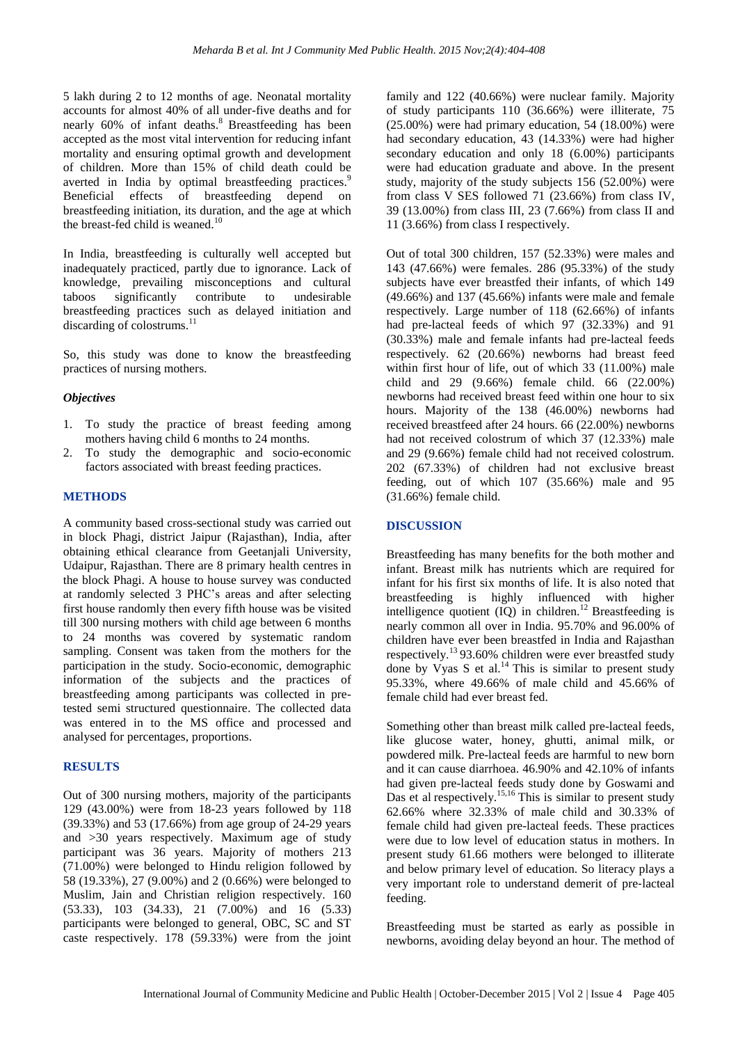5 lakh during 2 to 12 months of age. Neonatal mortality accounts for almost 40% of all under-five deaths and for nearly 60% of infant deaths.[8] Breastfeeding has been accepted as the most vital intervention for reducing infant mortality and ensuring optimal growth and development of children. More than 15% of child death could be averted in India by optimal breastfeeding practices.[9] Beneficial effects of breastfeeding depend on breastfeeding initiation, its duration, and the age at which the breast-fed child is weaned.[10]

In India, breastfeeding is culturally well accepted but inadequately practiced, partly due to ignorance. Lack of knowledge, prevailing misconceptions and cultural taboos significantly contribute to undesirable breastfeeding practices such as delayed initiation and discarding of colostrums.[11]

So, this study was done to know the breastfeeding practices of nursing mothers.

### *Objectives*

1. To study the practice of breast feeding among mothers having child 6 months to 24 months.
2. To study the demographic and socio-economic factors associated with breast feeding practices.

## METHODS

A community based cross-sectional study was carried out in block Phagi, district Jaipur (Rajasthan), India, after obtaining ethical clearance from Geetanjali University, Udaipur, Rajasthan. There are 8 primary health centres in the block Phagi. A house to house survey was conducted at randomly selected 3 PHC's areas and after selecting first house randomly then every fifth house was be visited till 300 nursing mothers with child age between 6 months to 24 months was covered by systematic random sampling. Consent was taken from the mothers for the participation in the study. Socio-economic, demographic information of the subjects and the practices of breastfeeding among participants was collected in pre-tested semi structured questionnaire. The collected data was entered in to the MS office and processed and analysed for percentages, proportions.

## RESULTS

Out of 300 nursing mothers, majority of the participants 129 (43.00%) were from 18-23 years followed by 118 (39.33%) and 53 (17.66%) from age group of 24-29 years and >30 years respectively. Maximum age of study participant was 36 years. Majority of mothers 213 (71.00%) were belonged to Hindu religion followed by 58 (19.33%), 27 (9.00%) and 2 (0.66%) were belonged to Muslim, Jain and Christian religion respectively. 160 (53.33), 103 (34.33), 21 (7.00%) and 16 (5.33) participants were belonged to general, OBC, SC and ST caste respectively. 178 (59.33%) were from the joint family and 122 (40.66%) were nuclear family. Majority of study participants 110 (36.66%) were illiterate, 75 (25.00%) were had primary education, 54 (18.00%) were had secondary education, 43 (14.33%) were had higher secondary education and only 18 (6.00%) participants were had education graduate and above. In the present study, majority of the study subjects 156 (52.00%) were from class V SES followed 71 (23.66%) from class IV, 39 (13.00%) from class III, 23 (7.66%) from class II and 11 (3.66%) from class I respectively.

Out of total 300 children, 157 (52.33%) were males and 143 (47.66%) were females. 286 (95.33%) of the study subjects have ever breastfed their infants, of which 149 (49.66%) and 137 (45.66%) infants were male and female respectively. Large number of 118 (62.66%) of infants had pre-lacteal feeds of which 97 (32.33%) and 91 (30.33%) male and female infants had pre-lacteal feeds respectively. 62 (20.66%) newborns had breast feed within first hour of life, out of which 33 (11.00%) male child and 29 (9.66%) female child. 66 (22.00%) newborns had received breast feed within one hour to six hours. Majority of the 138 (46.00%) newborns had received breastfeed after 24 hours. 66 (22.00%) newborns had not received colostrum of which 37 (12.33%) male and 29 (9.66%) female child had not received colostrum. 202 (67.33%) of children had not exclusive breast feeding, out of which 107 (35.66%) male and 95 (31.66%) female child.

## DISCUSSION

Breastfeeding has many benefits for the both mother and infant. Breast milk has nutrients which are required for infant for his first six months of life. It is also noted that breastfeeding is highly influenced with higher intelligence quotient (IQ) in children.[12] Breastfeeding is nearly common all over in India. 95.70% and 96.00% of children have ever been breastfed in India and Rajasthan respectively.[13] 93.60% children were ever breastfed study done by Vyas S et al.[14] This is similar to present study 95.33%, where 49.66% of male child and 45.66% of female child had ever breast fed.

Something other than breast milk called pre-lacteal feeds, like glucose water, honey, ghutti, animal milk, or powdered milk. Pre-lacteal feeds are harmful to new born and it can cause diarrhoea. 46.90% and 42.10% of infants had given pre-lacteal feeds study done by Goswami and Das et al respectively.[15,16] This is similar to present study 62.66% where 32.33% of male child and 30.33% of female child had given pre-lacteal feeds. These practices were due to low level of education status in mothers. In present study 61.66 mothers were belonged to illiterate and below primary level of education. So literacy plays a very important role to understand demerit of pre-lacteal feeding.

Breastfeeding must be started as early as possible in newborns, avoiding delay beyond an hour. The method of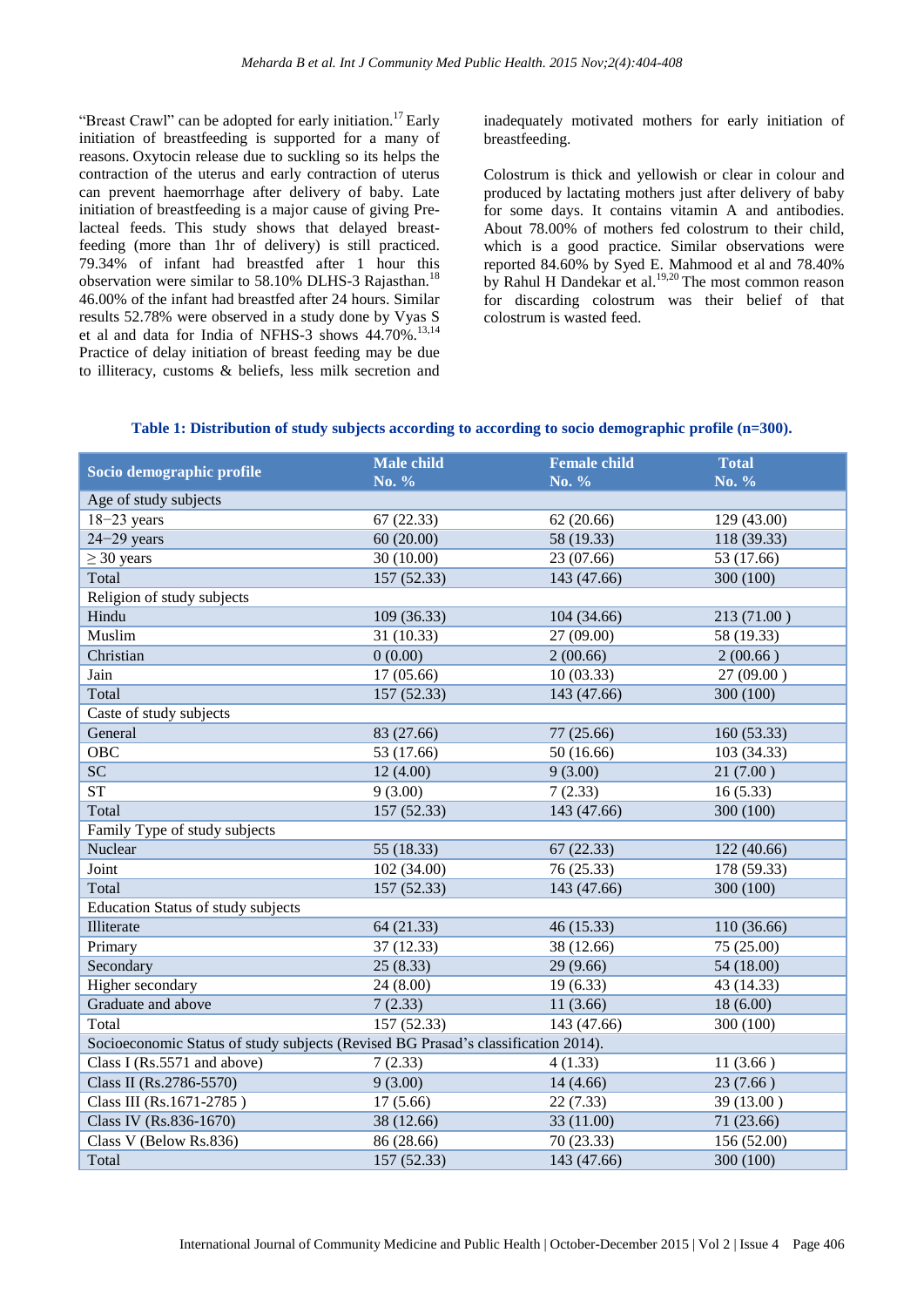"Breast Crawl" can be adopted for early initiation.[17] Early initiation of breastfeeding is supported for a many of reasons. Oxytocin release due to suckling so its helps the contraction of the uterus and early contraction of uterus can prevent haemorrhage after delivery of baby. Late initiation of breastfeeding is a major cause of giving Pre-lacteal feeds. This study shows that delayed breast-feeding (more than 1hr of delivery) is still practiced. 79.34% of infant had breastfed after 1 hour this observation were similar to 58.10% DLHS-3 Rajasthan.[18] 46.00% of the infant had breastfed after 24 hours. Similar results 52.78% were observed in a study done by Vyas S et al and data for India of NFHS-3 shows 44.70%.[13,14] Practice of delay initiation of breast feeding may be due to illiteracy, customs & beliefs, less milk secretion and inadequately motivated mothers for early initiation of breastfeeding.

Colostrum is thick and yellowish or clear in colour and produced by lactating mothers just after delivery of baby for some days. It contains vitamin A and antibodies. About 78.00% of mothers fed colostrum to their child, which is a good practice. Similar observations were reported 84.60% by Syed E. Mahmood et al and 78.40% by Rahul H Dandekar et al.[19,20] The most common reason for discarding colostrum was their belief of that colostrum is wasted feed.

**Table 1: Distribution of study subjects according to according to socio demographic profile (n=300).**

| Socio demographic profile | Male child No. % | Female child No. % | Total No. % |
|---|---|---|---|
| Age of study subjects | | | |
| 18−23 years | 67 (22.33) | 62 (20.66) | 129 (43.00) |
| 24−29 years | 60 (20.00) | 58 (19.33) | 118 (39.33) |
| ≥ 30 years | 30 (10.00) | 23 (07.66) | 53 (17.66) |
| Total | 157 (52.33) | 143 (47.66) | 300 (100) |
| Religion of study subjects | | | |
| Hindu | 109 (36.33) | 104 (34.66) | 213 (71.00 ) |
| Muslim | 31 (10.33) | 27 (09.00) | 58 (19.33) |
| Christian | 0 (0.00) | 2 (00.66) | 2 (00.66 ) |
| Jain | 17 (05.66) | 10 (03.33) | 27 (09.00 ) |
| Total | 157 (52.33) | 143 (47.66) | 300 (100) |
| Caste of study subjects | | | |
| General | 83 (27.66) | 77 (25.66) | 160 (53.33) |
| OBC | 53 (17.66) | 50 (16.66) | 103 (34.33) |
| SC | 12 (4.00) | 9 (3.00) | 21 (7.00 ) |
| ST | 9 (3.00) | 7 (2.33) | 16 (5.33) |
| Total | 157 (52.33) | 143 (47.66) | 300 (100) |
| Family Type of study subjects | | | |
| Nuclear | 55 (18.33) | 67 (22.33) | 122 (40.66) |
| Joint | 102 (34.00) | 76 (25.33) | 178 (59.33) |
| Total | 157 (52.33) | 143 (47.66) | 300 (100) |
| Education Status of study subjects | | | |
| Illiterate | 64 (21.33) | 46 (15.33) | 110 (36.66) |
| Primary | 37 (12.33) | 38 (12.66) | 75 (25.00) |
| Secondary | 25 (8.33) | 29 (9.66) | 54 (18.00) |
| Higher secondary | 24 (8.00) | 19 (6.33) | 43 (14.33) |
| Graduate and above | 7 (2.33) | 11 (3.66) | 18 (6.00) |
| Total | 157 (52.33) | 143 (47.66) | 300 (100) |
| Socioeconomic Status of study subjects (Revised BG Prasad's classification 2014). | | | |
| Class I (Rs.5571 and above) | 7 (2.33) | 4 (1.33) | 11 (3.66 ) |
| Class II (Rs.2786-5570) | 9 (3.00) | 14 (4.66) | 23 (7.66 ) |
| Class III (Rs.1671-2785 ) | 17 (5.66) | 22 (7.33) | 39 (13.00 ) |
| Class IV (Rs.836-1670) | 38 (12.66) | 33 (11.00) | 71 (23.66) |
| Class V (Below Rs.836) | 86 (28.66) | 70 (23.33) | 156 (52.00) |
| Total | 157 (52.33) | 143 (47.66) | 300 (100) |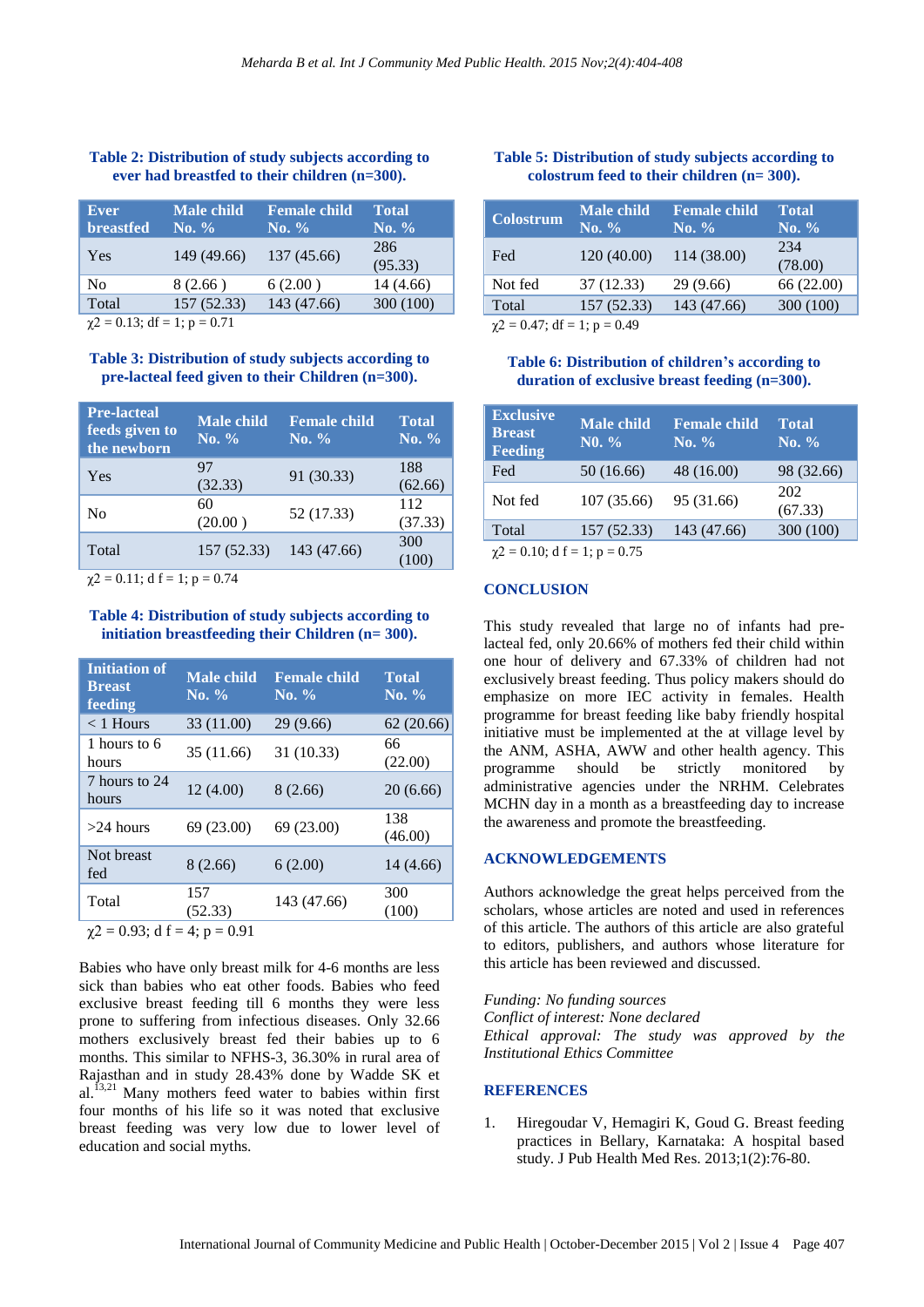**Table 2: Distribution of study subjects according to ever had breastfed to their children (n=300).**

| Ever breastfed | Male child No. % | Female child No. % | Total No. % |
|---|---|---|---|
| Yes | 149 (49.66) | 137 (45.66) | 286 (95.33) |
| No | 8 (2.66 ) | 6 (2.00 ) | 14 (4.66) |
| Total | 157 (52.33) | 143 (47.66) | 300 (100) |

$\chi2 = 0.13$; df = 1; p = 0.71

**Table 3: Distribution of study subjects according to pre-lacteal feed given to their Children (n=300).**

| Pre-lacteal feeds given to the newborn | Male child No. % | Female child No. % | Total No. % |
|---|---|---|---|
| Yes | 97 (32.33) | 91 (30.33) | 188 (62.66) |
| No | 60 (20.00 ) | 52 (17.33) | 112 (37.33) |
| Total | 157 (52.33) | 143 (47.66) | 300 (100) |

$\chi2 = 0.11$; d f = 1; p = 0.74

**Table 4: Distribution of study subjects according to initiation breastfeeding their Children (n= 300).**

| Initiation of Breast feeding | Male child No. % | Female child No. % | Total No. % |
|---|---|---|---|
| < 1 Hours | 33 (11.00) | 29 (9.66) | 62 (20.66) |
| 1 hours to 6 hours | 35 (11.66) | 31 (10.33) | 66 (22.00) |
| 7 hours to 24 hours | 12 (4.00) | 8 (2.66) | 20 (6.66) |
| >24 hours | 69 (23.00) | 69 (23.00) | 138 (46.00) |
| Not breast fed | 8 (2.66) | 6 (2.00) | 14 (4.66) |
| Total | 157 (52.33) | 143 (47.66) | 300 (100) |

$\chi2 = 0.93$; d f = 4; p = 0.91

Babies who have only breast milk for 4-6 months are less sick than babies who eat other foods. Babies who feed exclusive breast feeding till 6 months they were less prone to suffering from infectious diseases. Only 32.66 mothers exclusively breast fed their babies up to 6 months. This similar to NFHS-3, 36.30% in rural area of Rajasthan and in study 28.43% done by Wadde SK et al.[13,21] Many mothers feed water to babies within first four months of his life so it was noted that exclusive breast feeding was very low due to lower level of education and social myths.

**Table 5: Distribution of study subjects according to colostrum feed to their children (n= 300).**

| Colostrum | Male child No. % | Female child No. % | Total No. % |
|---|---|---|---|
| Fed | 120 (40.00) | 114 (38.00) | 234 (78.00) |
| Not fed | 37 (12.33) | 29 (9.66) | 66 (22.00) |
| Total | 157 (52.33) | 143 (47.66) | 300 (100) |

$\chi2 = 0.47$; df = 1; p = 0.49

**Table 6: Distribution of children's according to duration of exclusive breast feeding (n=300).**

| Exclusive Breast Feeding | Male child N0. % | Female child No. % | Total No. % |
|---|---|---|---|
| Fed | 50 (16.66) | 48 (16.00) | 98 (32.66) |
| Not fed | 107 (35.66) | 95 (31.66) | 202 (67.33) |
| Total | 157 (52.33) | 143 (47.66) | 300 (100) |

$\chi2 = 0.10$; d f = 1; p = 0.75

## CONCLUSION

This study revealed that large no of infants had pre-lacteal fed, only 20.66% of mothers fed their child within one hour of delivery and 67.33% of children had not exclusively breast feeding. Thus policy makers should do emphasize on more IEC activity in females. Health programme for breast feeding like baby friendly hospital initiative must be implemented at the at village level by the ANM, ASHA, AWW and other health agency. This programme should be strictly monitored by administrative agencies under the NRHM. Celebrates MCHN day in a month as a breastfeeding day to increase the awareness and promote the breastfeeding.

## ACKNOWLEDGEMENTS

Authors acknowledge the great helps perceived from the scholars, whose articles are noted and used in references of this article. The authors of this article are also grateful to editors, publishers, and authors whose literature for this article has been reviewed and discussed.

*Funding: No funding sources*
*Conflict of interest: None declared*
*Ethical approval: The study was approved by the Institutional Ethics Committee*

## REFERENCES

1. Hiregoudar V, Hemagiri K, Goud G. Breast feeding practices in Bellary, Karnataka: A hospital based study. J Pub Health Med Res. 2013;1(2):76-80.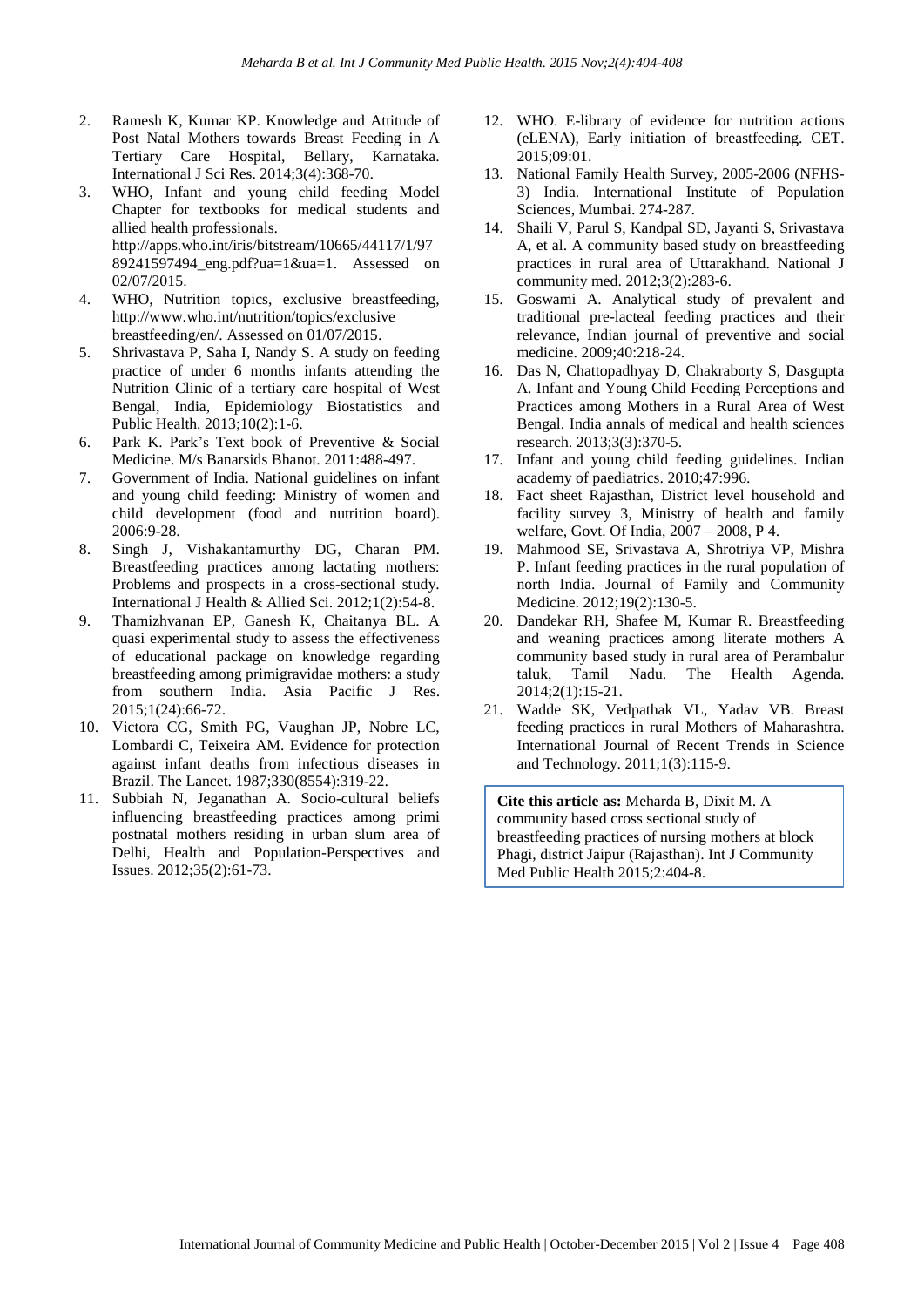2. Ramesh K, Kumar KP. Knowledge and Attitude of Post Natal Mothers towards Breast Feeding in A Tertiary Care Hospital, Bellary, Karnataka. International J Sci Res. 2014;3(4):368-70.
3. WHO, Infant and young child feeding Model Chapter for textbooks for medical students and allied health professionals. http://apps.who.int/iris/bitstream/10665/44117/1/9789241597494_eng.pdf?ua=1&ua=1. Assessed on 02/07/2015.
4. WHO, Nutrition topics, exclusive breastfeeding, http://www.who.int/nutrition/topics/exclusive breastfeeding/en/. Assessed on 01/07/2015.
5. Shrivastava P, Saha I, Nandy S. A study on feeding practice of under 6 months infants attending the Nutrition Clinic of a tertiary care hospital of West Bengal, India, Epidemiology Biostatistics and Public Health. 2013;10(2):1-6.
6. Park K. Park's Text book of Preventive & Social Medicine. M/s Banarsids Bhanot. 2011:488-497.
7. Government of India. National guidelines on infant and young child feeding: Ministry of women and child development (food and nutrition board). 2006:9-28.
8. Singh J, Vishakantamurthy DG, Charan PM. Breastfeeding practices among lactating mothers: Problems and prospects in a cross-sectional study. International J Health & Allied Sci. 2012;1(2):54-8.
9. Thamizhvanan EP, Ganesh K, Chaitanya BL. A quasi experimental study to assess the effectiveness of educational package on knowledge regarding breastfeeding among primigravidae mothers: a study from southern India. Asia Pacific J Res. 2015;1(24):66-72.
10. Victora CG, Smith PG, Vaughan JP, Nobre LC, Lombardi C, Teixeira AM. Evidence for protection against infant deaths from infectious diseases in Brazil. The Lancet. 1987;330(8554):319-22.
11. Subbiah N, Jeganathan A. Socio-cultural beliefs influencing breastfeeding practices among primi postnatal mothers residing in urban slum area of Delhi, Health and Population-Perspectives and Issues. 2012;35(2):61-73.
12. WHO. E-library of evidence for nutrition actions (eLENA), Early initiation of breastfeeding. CET. 2015;09:01.
13. National Family Health Survey, 2005-2006 (NFHS-3) India. International Institute of Population Sciences, Mumbai. 274-287.
14. Shaili V, Parul S, Kandpal SD, Jayanti S, Srivastava A, et al. A community based study on breastfeeding practices in rural area of Uttarakhand. National J community med. 2012;3(2):283-6.
15. Goswami A. Analytical study of prevalent and traditional pre-lacteal feeding practices and their relevance, Indian journal of preventive and social medicine. 2009;40:218-24.
16. Das N, Chattopadhyay D, Chakraborty S, Dasgupta A. Infant and Young Child Feeding Perceptions and Practices among Mothers in a Rural Area of West Bengal. India annals of medical and health sciences research. 2013;3(3):370-5.
17. Infant and young child feeding guidelines. Indian academy of paediatrics. 2010;47:996.
18. Fact sheet Rajasthan, District level household and facility survey 3, Ministry of health and family welfare, Govt. Of India, 2007 – 2008, P 4.
19. Mahmood SE, Srivastava A, Shrotriya VP, Mishra P. Infant feeding practices in the rural population of north India. Journal of Family and Community Medicine. 2012;19(2):130-5.
20. Dandekar RH, Shafee M, Kumar R. Breastfeeding and weaning practices among literate mothers A community based study in rural area of Perambalur taluk, Tamil Nadu. The Health Agenda. 2014;2(1):15-21.
21. Wadde SK, Vedpathak VL, Yadav VB. Breast feeding practices in rural Mothers of Maharashtra. International Journal of Recent Trends in Science and Technology. 2011;1(3):115-9.

**Cite this article as:** Meharda B, Dixit M. A community based cross sectional study of breastfeeding practices of nursing mothers at block Phagi, district Jaipur (Rajasthan). Int J Community Med Public Health 2015;2:404-8.